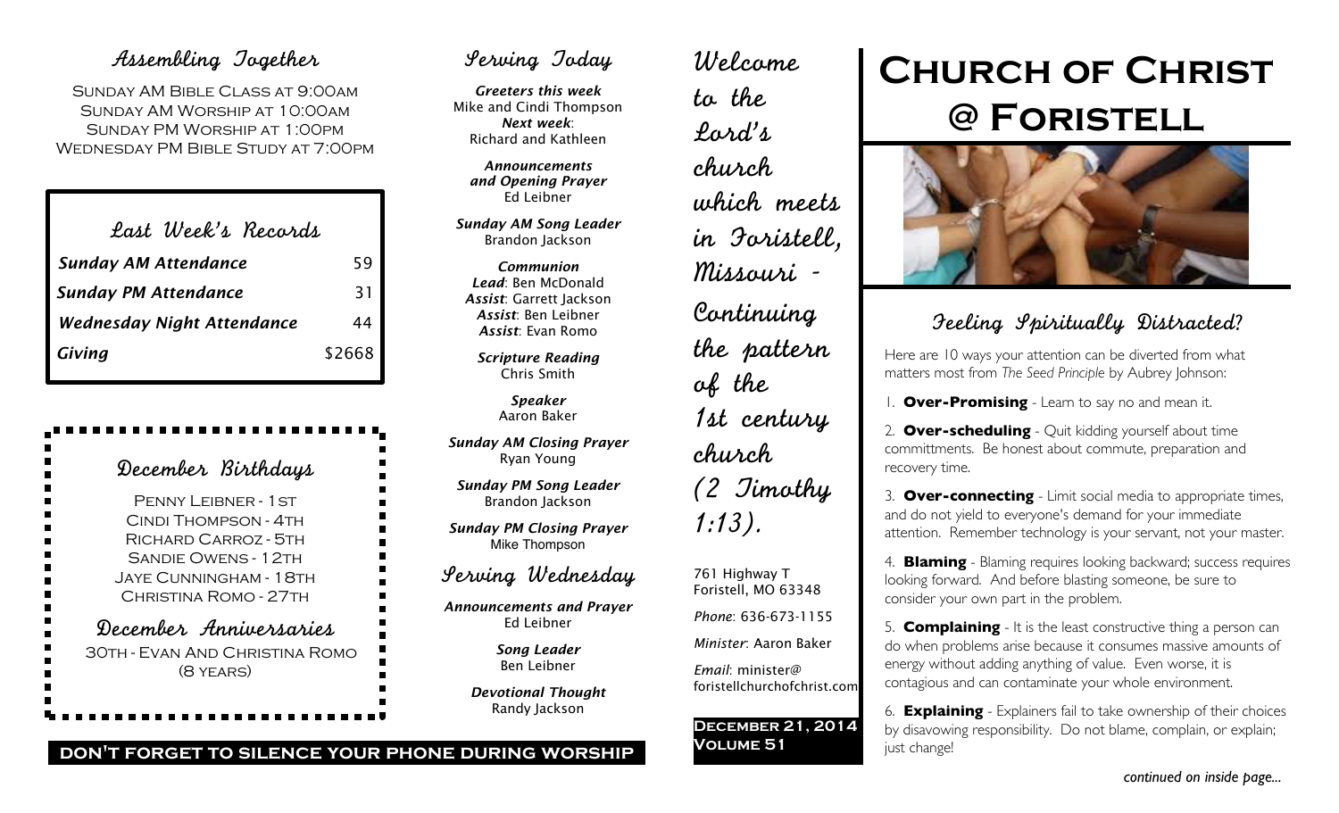## Assembling Together

Sunday AM Bible Class at 9:00am
Sunday AM Worship at 10:00am
Sunday PM Worship at 1:00pm
Wednesday PM Bible Study at 7:00pm

## Last Week's Records

| | |
|---|---|
| *Sunday AM Attendance* | 59 |
| *Sunday PM Attendance* | 31 |
| *Wednesday Night Attendance* | 44 |
| *Giving* | $2668 |

## December Birthdays

Penny Leibner - 1st
Cindi Thompson - 4th
Richard Carroz - 5th
Sandie Owens - 12th
Jaye Cunningham - 18th
Christina Romo - 27th

## December Anniversaries

30th - Evan And Christina Romo (8 years)

**DON'T FORGET TO SILENCE YOUR PHONE DURING WORSHIP**

## Serving Today

***Greeters this week***
Mike and Cindi Thompson
***Next week***:
Richard and Kathleen

***Announcements and Opening Prayer***
Ed Leibner

***Sunday AM Song Leader***
Brandon Jackson

***Communion***
***Lead***: Ben McDonald
***Assist***: Garrett Jackson
***Assist***: Ben Leibner
***Assist***: Evan Romo

***Scripture Reading***
Chris Smith

***Speaker***
Aaron Baker

***Sunday AM Closing Prayer***
Ryan Young

***Sunday PM Song Leader***
Brandon Jackson

***Sunday PM Closing Prayer***
Mike Thompson

## Serving Wednesday

***Announcements and Prayer***
Ed Leibner

***Song Leader***
Ben Leibner

***Devotional Thought***
Randy Jackson

Welcome to the Lord's church which meets in Foristell, Missouri - Continuing the pattern of the 1st century church (2 Timothy 1:13).

761 Highway T
Foristell, MO 63348

*Phone*: 636-673-1155

*Minister*: Aaron Baker

*Email*: minister@foristellchurchofchrist.com

**December 21, 2014**
**Volume 51**

# Church of Christ @ Foristell

## Feeling Spiritually Distracted?

Here are 10 ways your attention can be diverted from what matters most from *The Seed Principle* by Aubrey Johnson:

1. **Over-Promising** - Learn to say no and mean it.

2. **Over-scheduling** - Quit kidding yourself about time committments. Be honest about commute, preparation and recovery time.

3. **Over-connecting** - Limit social media to appropriate times, and do not yield to everyone's demand for your immediate attention. Remember technology is your servant, not your master.

4. **Blaming** - Blaming requires looking backward; success requires looking forward. And before blasting someone, be sure to consider your own part in the problem.

5. **Complaining** - It is the least constructive thing a person can do when problems arise because it consumes massive amounts of energy without adding anything of value. Even worse, it is contagious and can contaminate your whole environment.

6. **Explaining** - Explainers fail to take ownership of their choices by disavowing responsibility. Do not blame, complain, or explain; just change!

*continued on inside page...*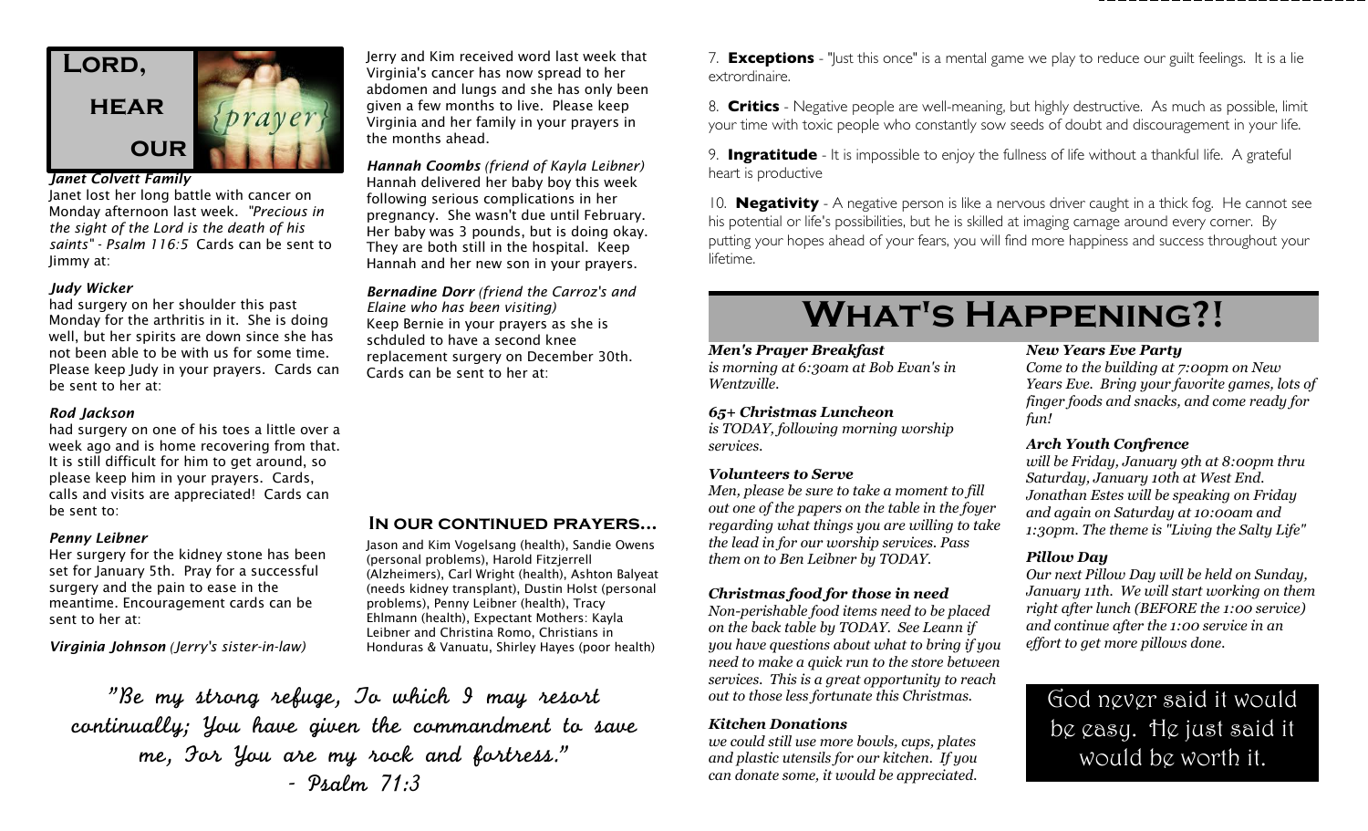# Lord, hear our {prayer}

***Janet Colvett Family***

Janet lost her long battle with cancer on Monday afternoon last week. *"Precious in the sight of the Lord is the death of his saints" - Psalm 116:5* Cards can be sent to Jimmy at:

***Judy Wicker***

had surgery on her shoulder this past Monday for the arthritis in it. She is doing well, but her spirits are down since she has not been able to be with us for some time. Please keep Judy in your prayers. Cards can be sent to her at:

***Rod Jackson***

had surgery on one of his toes a little over a week ago and is home recovering from that. It is still difficult for him to get around, so please keep him in your prayers. Cards, calls and visits are appreciated! Cards can be sent to:

***Penny Leibner***

Her surgery for the kidney stone has been set for January 5th. Pray for a successful surgery and the pain to ease in the meantime. Encouragement cards can be sent to her at:

***Virginia Johnson*** *(Jerry's sister-in-law)*

Jerry and Kim received word last week that Virginia's cancer has now spread to her abdomen and lungs and she has only been given a few months to live. Please keep Virginia and her family in your prayers in the months ahead.

***Hannah Coombs*** *(friend of Kayla Leibner)*

Hannah delivered her baby boy this week following serious complications in her pregnancy. She wasn't due until February. Her baby was 3 pounds, but is doing okay. They are both still in the hospital. Keep Hannah and her new son in your prayers.

***Bernadine Dorr*** *(friend the Carroz's and Elaine who has been visiting)*

Keep Bernie in your prayers as she is schduled to have a second knee replacement surgery on December 30th. Cards can be sent to her at:

## In our continued prayers...

Jason and Kim Vogelsang (health), Sandie Owens (personal problems), Harold Fitzjerrell (Alzheimers), Carl Wright (health), Ashton Balyeat (needs kidney transplant), Dustin Holst (personal problems), Penny Leibner (health), Tracy Ehlmann (health), Expectant Mothers: Kayla Leibner and Christina Romo, Christians in Honduras & Vanuatu, Shirley Hayes (poor health)

*"Be my strong refuge, To which I may resort continually; You have given the commandment to save me, For You are my rock and fortress." - Psalm 71:3*

7. **Exceptions** - "Just this once" is a mental game we play to reduce our guilt feelings. It is a lie extrordinaire.

8. **Critics** - Negative people are well-meaning, but highly destructive. As much as possible, limit your time with toxic people who constantly sow seeds of doubt and discouragement in your life.

9. **Ingratitude** - It is impossible to enjoy the fullness of life without a thankful life. A grateful heart is productive

10. **Negativity** - A negative person is like a nervous driver caught in a thick fog. He cannot see his potential or life's possibilities, but he is skilled at imaging carnage around every corner. By putting your hopes ahead of your fears, you will find more happiness and success throughout your lifetime.

# What's Happening?!

***Men's Prayer Breakfast***

*is morning at 6:30am at Bob Evan's in Wentzville.*

***65+ Christmas Luncheon***

*is TODAY, following morning worship services.*

***Volunteers to Serve***

*Men, please be sure to take a moment to fill out one of the papers on the table in the foyer regarding what things you are willing to take the lead in for our worship services. Pass them on to Ben Leibner by TODAY.*

***Christmas food for those in need***

*Non-perishable food items need to be placed on the back table by TODAY. See Leann if you have questions about what to bring if you need to make a quick run to the store between services. This is a great opportunity to reach out to those less fortunate this Christmas.*

***Kitchen Donations***

*we could still use more bowls, cups, plates and plastic utensils for our kitchen. If you can donate some, it would be appreciated.*

***New Years Eve Party***

*Come to the building at 7:00pm on New Years Eve. Bring your favorite games, lots of finger foods and snacks, and come ready for fun!*

***Arch Youth Confrence***

*will be Friday, January 9th at 8:00pm thru Saturday, January 10th at West End. Jonathan Estes will be speaking on Friday and again on Saturday at 10:00am and 1:30pm. The theme is "Living the Salty Life"*

***Pillow Day***

*Our next Pillow Day will be held on Sunday, January 11th. We will start working on them right after lunch (BEFORE the 1:00 service) and continue after the 1:00 service in an effort to get more pillows done.*

God never said it would be easy. He just said it would be worth it.